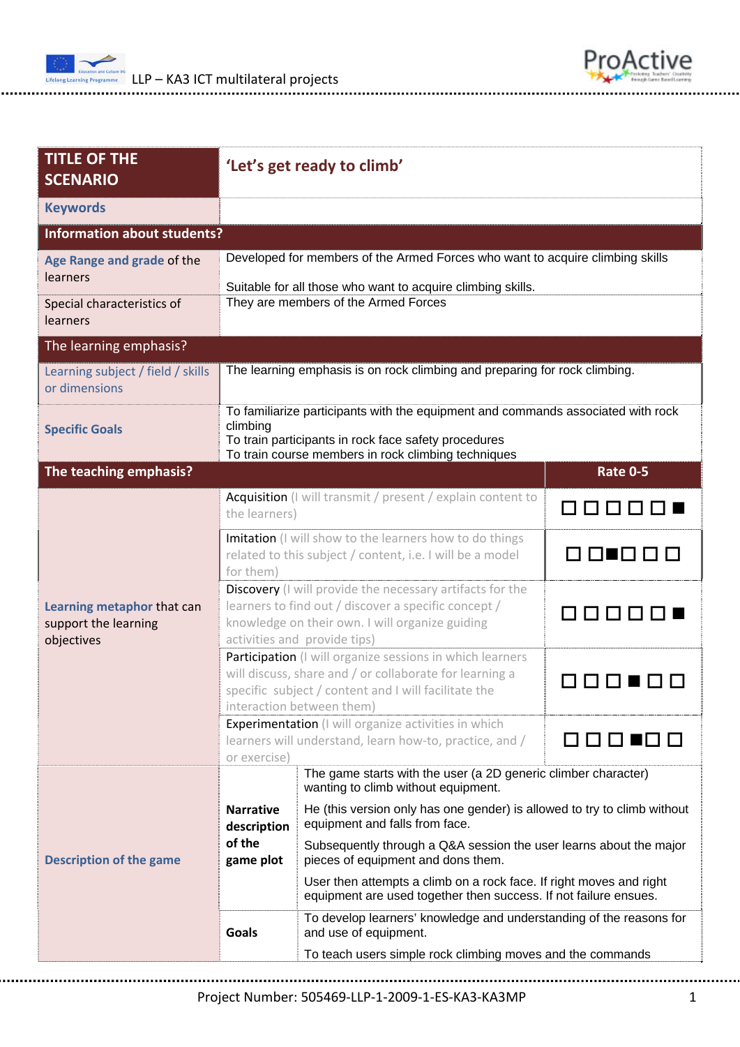| TITLE OF THE SCENARIO | 'Let's get ready to climb' | |
|---|---|---|
| **Keywords** | | |
| **Information about students?** | | |
| **Age Range and grade** of the learners | Developed for members of the Armed Forces who want to acquire climbing skills<br><br>Suitable for all those who want to acquire climbing skills. | |
| Special characteristics of learners | They are members of the Armed Forces | |
| The learning emphasis? | | |
| Learning subject / field / skills or dimensions | The learning emphasis is on rock climbing and preparing for rock climbing. | |
| **Specific Goals** | To familiarize participants with the equipment and commands associated with rock climbing<br>To train participants in rock face safety procedures<br>To train course members in rock climbing techniques | |
| **The teaching emphasis?** | | **Rate 0-5** |
| **Learning metaphor** that can support the learning objectives | Acquisition (I will transmit / present / explain content to the learners) | ☐ ☐ ☐ ☐ ☐ ■ |
| | Imitation (I will show to the learners how to do things related to this subject / content, i.e. I will be a model for them) | ☐ ☐ ■ ☐ ☐ ☐ |
| | Discovery (I will provide the necessary artifacts for the learners to find out / discover a specific concept / knowledge on their own. I will organize guiding activities and provide tips) | ☐ ☐ ☐ ☐ ☐ ■ |
| | Participation (I will organize sessions in which learners will discuss, share and / or collaborate for learning a specific subject / content and I will facilitate the interaction between them) | ☐ ☐ ☐ ■ ☐ ☐ |
| | Experimentation (I will organize activities in which learners will understand, learn how-to, practice, and / or exercise) | ☐ ☐ ☐ ■ ☐ ☐ |

| **Description of the game** | | |
|---|---|---|
| | **Narrative description of the game plot** | The game starts with the user (a 2D generic climber character) wanting to climb without equipment.<br><br>He (this version only has one gender) is allowed to try to climb without equipment and falls from face.<br><br>Subsequently through a Q&A session the user learns about the major pieces of equipment and dons them.<br><br>User then attempts a climb on a rock face. If right moves and right equipment are used together then success. If not failure ensues. |
| | **Goals** | To develop learners' knowledge and understanding of the reasons for and use of equipment.<br><br>To teach users simple rock climbing moves and the commands |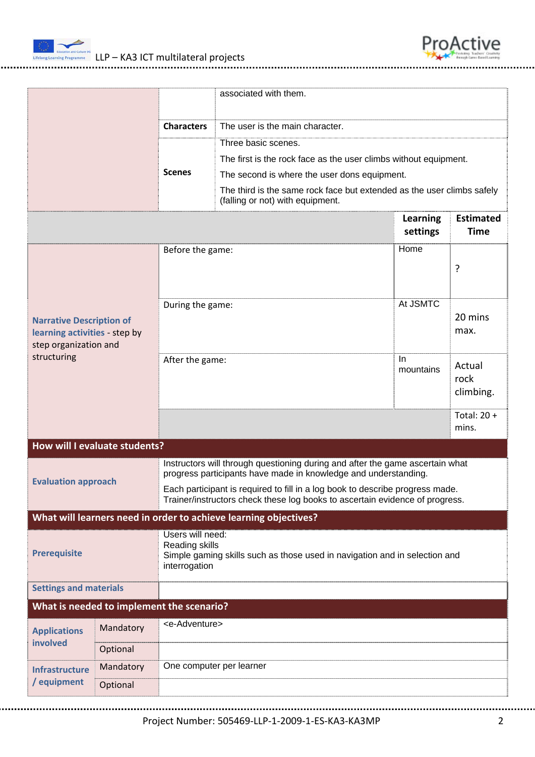| | | |
|---|---|---|
| | | associated with them. |
| | **Characters** | The user is the main character. |
| | **Scenes** | Three basic scenes.<br>The first is the rock face as the user climbs without equipment.<br>The second is where the user dons equipment.<br>The third is the same rock face but extended as the user climbs safely (falling or not) with equipment. |

| | | **Learning settings** | **Estimated Time** |
|---|---|---|---|
| **Narrative Description of learning activities** - step by step organization and structuring | Before the game: | Home | ? |
| | During the game: | At JSMTC | 20 mins max. |
| | After the game: | In mountains | Actual rock climbing. |
| | | | Total: 20 + mins. |

**How will I evaluate students?**

| | |
|---|---|
| **Evaluation approach** | Instructors will through questioning during and after the game ascertain what progress participants have made in knowledge and understanding.<br>Each participant is required to fill in a log book to describe progress made. Trainer/instructors check these log books to ascertain evidence of progress. |

**What will learners need in order to achieve learning objectives?**

| | |
|---|---|
| **Prerequisite** | Users will need:<br>Reading skills<br>Simple gaming skills such as those used in navigation and in selection and interrogation |
| **Settings and materials** | |

**What is needed to implement the scenario?**

| | | |
|---|---|---|
| **Applications involved** | Mandatory | <e-Adventure> |
| | Optional | |
| **Infrastructure / equipment** | Mandatory | One computer per learner |
| | Optional | |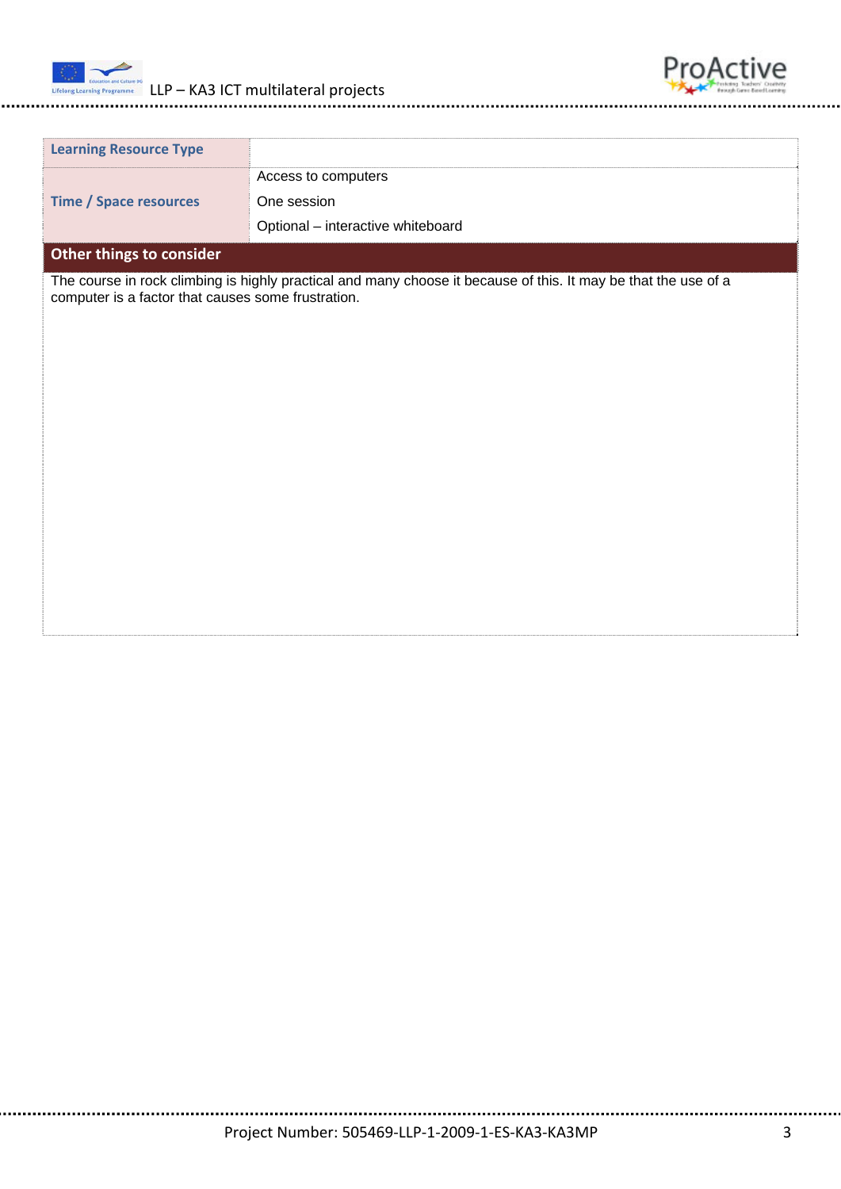| | |
|---|---|
| **Learning Resource Type** | |
| **Time / Space resources** | Access to computers<br>One session<br>Optional – interactive whiteboard |

## Other things to consider

The course in rock climbing is highly practical and many choose it because of this. It may be that the use of a computer is a factor that causes some frustration.